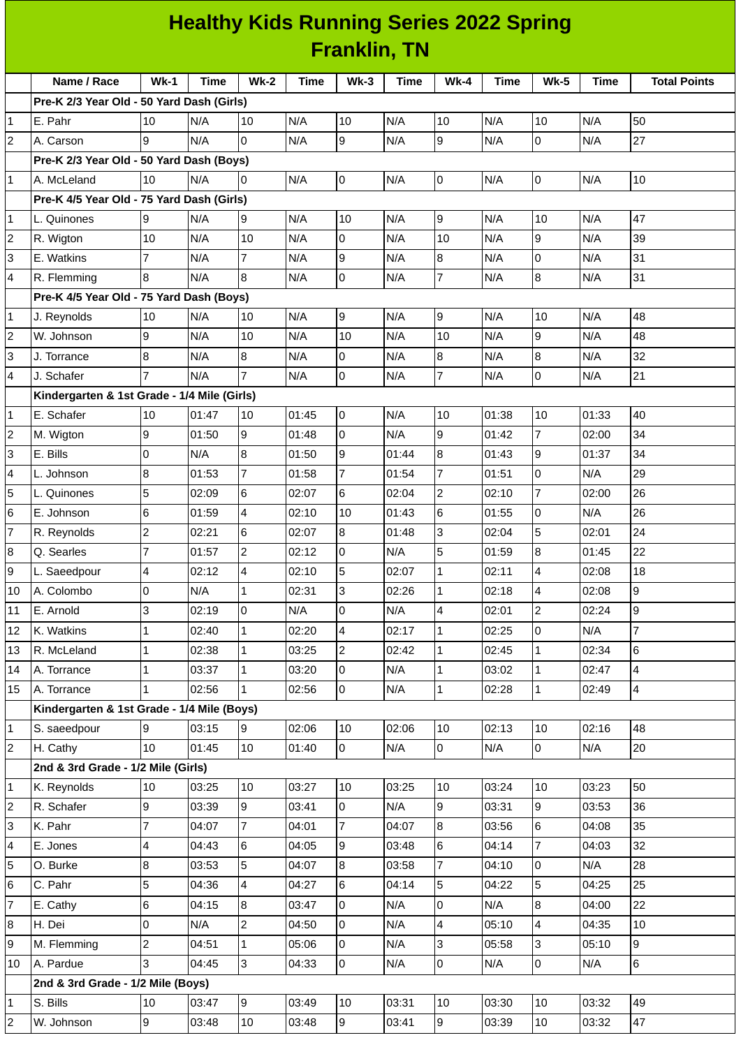# Healthy Kids Running Series 2022 Spring
## Franklin, TN

| | Name / Race | Wk-1 | Time | Wk-2 | Time | Wk-3 | Time | Wk-4 | Time | Wk-5 | Time | Total Points |
|---|---|---|---|---|---|---|---|---|---|---|---|---|
| | **Pre-K 2/3 Year Old - 50 Yard Dash (Girls)** | | | | | | | | | | | |
| 1 | E. Pahr | 10 | N/A | 10 | N/A | 10 | N/A | 10 | N/A | 10 | N/A | 50 |
| 2 | A. Carson | 9 | N/A | 0 | N/A | 9 | N/A | 9 | N/A | 0 | N/A | 27 |
| | **Pre-K 2/3 Year Old - 50 Yard Dash (Boys)** | | | | | | | | | | | |
| 1 | A. McLeland | 10 | N/A | 0 | N/A | 0 | N/A | 0 | N/A | 0 | N/A | 10 |
| | **Pre-K 4/5 Year Old - 75 Yard Dash (Girls)** | | | | | | | | | | | |
| 1 | L. Quinones | 9 | N/A | 9 | N/A | 10 | N/A | 9 | N/A | 10 | N/A | 47 |
| 2 | R. Wigton | 10 | N/A | 10 | N/A | 0 | N/A | 10 | N/A | 9 | N/A | 39 |
| 3 | E. Watkins | 7 | N/A | 7 | N/A | 9 | N/A | 8 | N/A | 0 | N/A | 31 |
| 4 | R. Flemming | 8 | N/A | 8 | N/A | 0 | N/A | 7 | N/A | 8 | N/A | 31 |
| | **Pre-K 4/5 Year Old - 75 Yard Dash (Boys)** | | | | | | | | | | | |
| 1 | J. Reynolds | 10 | N/A | 10 | N/A | 9 | N/A | 9 | N/A | 10 | N/A | 48 |
| 2 | W. Johnson | 9 | N/A | 10 | N/A | 10 | N/A | 10 | N/A | 9 | N/A | 48 |
| 3 | J. Torrance | 8 | N/A | 8 | N/A | 0 | N/A | 8 | N/A | 8 | N/A | 32 |
| 4 | J. Schafer | 7 | N/A | 7 | N/A | 0 | N/A | 7 | N/A | 0 | N/A | 21 |
| | **Kindergarten & 1st Grade - 1/4 Mile (Girls)** | | | | | | | | | | | |
| 1 | E. Schafer | 10 | 01:47 | 10 | 01:45 | 0 | N/A | 10 | 01:38 | 10 | 01:33 | 40 |
| 2 | M. Wigton | 9 | 01:50 | 9 | 01:48 | 0 | N/A | 9 | 01:42 | 7 | 02:00 | 34 |
| 3 | E. Bills | 0 | N/A | 8 | 01:50 | 9 | 01:44 | 8 | 01:43 | 9 | 01:37 | 34 |
| 4 | L. Johnson | 8 | 01:53 | 7 | 01:58 | 7 | 01:54 | 7 | 01:51 | 0 | N/A | 29 |
| 5 | L. Quinones | 5 | 02:09 | 6 | 02:07 | 6 | 02:04 | 2 | 02:10 | 7 | 02:00 | 26 |
| 6 | E. Johnson | 6 | 01:59 | 4 | 02:10 | 10 | 01:43 | 6 | 01:55 | 0 | N/A | 26 |
| 7 | R. Reynolds | 2 | 02:21 | 6 | 02:07 | 8 | 01:48 | 3 | 02:04 | 5 | 02:01 | 24 |
| 8 | Q. Searles | 7 | 01:57 | 2 | 02:12 | 0 | N/A | 5 | 01:59 | 8 | 01:45 | 22 |
| 9 | L. Saeedpour | 4 | 02:12 | 4 | 02:10 | 5 | 02:07 | 1 | 02:11 | 4 | 02:08 | 18 |
| 10 | A. Colombo | 0 | N/A | 1 | 02:31 | 3 | 02:26 | 1 | 02:18 | 4 | 02:08 | 9 |
| 11 | E. Arnold | 3 | 02:19 | 0 | N/A | 0 | N/A | 4 | 02:01 | 2 | 02:24 | 9 |
| 12 | K. Watkins | 1 | 02:40 | 1 | 02:20 | 4 | 02:17 | 1 | 02:25 | 0 | N/A | 7 |
| 13 | R. McLeland | 1 | 02:38 | 1 | 03:25 | 2 | 02:42 | 1 | 02:45 | 1 | 02:34 | 6 |
| 14 | A. Torrance | 1 | 03:37 | 1 | 03:20 | 0 | N/A | 1 | 03:02 | 1 | 02:47 | 4 |
| 15 | A. Torrance | 1 | 02:56 | 1 | 02:56 | 0 | N/A | 1 | 02:28 | 1 | 02:49 | 4 |
| | **Kindergarten & 1st Grade - 1/4 Mile (Boys)** | | | | | | | | | | | |
| 1 | S. saeedpour | 9 | 03:15 | 9 | 02:06 | 10 | 02:06 | 10 | 02:13 | 10 | 02:16 | 48 |
| 2 | H. Cathy | 10 | 01:45 | 10 | 01:40 | 0 | N/A | 0 | N/A | 0 | N/A | 20 |
| | **2nd & 3rd Grade - 1/2 Mile (Girls)** | | | | | | | | | | | |
| 1 | K. Reynolds | 10 | 03:25 | 10 | 03:27 | 10 | 03:25 | 10 | 03:24 | 10 | 03:23 | 50 |
| 2 | R. Schafer | 9 | 03:39 | 9 | 03:41 | 0 | N/A | 9 | 03:31 | 9 | 03:53 | 36 |
| 3 | K. Pahr | 7 | 04:07 | 7 | 04:01 | 7 | 04:07 | 8 | 03:56 | 6 | 04:08 | 35 |
| 4 | E. Jones | 4 | 04:43 | 6 | 04:05 | 9 | 03:48 | 6 | 04:14 | 7 | 04:03 | 32 |
| 5 | O. Burke | 8 | 03:53 | 5 | 04:07 | 8 | 03:58 | 7 | 04:10 | 0 | N/A | 28 |
| 6 | C. Pahr | 5 | 04:36 | 4 | 04:27 | 6 | 04:14 | 5 | 04:22 | 5 | 04:25 | 25 |
| 7 | E. Cathy | 6 | 04:15 | 8 | 03:47 | 0 | N/A | 0 | N/A | 8 | 04:00 | 22 |
| 8 | H. Dei | 0 | N/A | 2 | 04:50 | 0 | N/A | 4 | 05:10 | 4 | 04:35 | 10 |
| 9 | M. Flemming | 2 | 04:51 | 1 | 05:06 | 0 | N/A | 3 | 05:58 | 3 | 05:10 | 9 |
| 10 | A. Pardue | 3 | 04:45 | 3 | 04:33 | 0 | N/A | 0 | N/A | 0 | N/A | 6 |
| | **2nd & 3rd Grade - 1/2 Mile (Boys)** | | | | | | | | | | | |
| 1 | S. Bills | 10 | 03:47 | 9 | 03:49 | 10 | 03:31 | 10 | 03:30 | 10 | 03:32 | 49 |
| 2 | W. Johnson | 9 | 03:48 | 10 | 03:48 | 9 | 03:41 | 9 | 03:39 | 10 | 03:32 | 47 |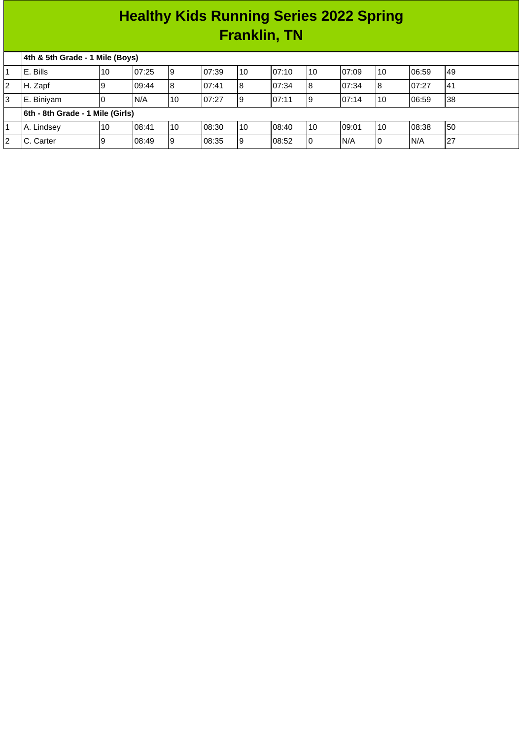# Healthy Kids Running Series 2022 Spring
## Franklin, TN

| | | | | | | | | | | | | |
|---|---|---|---|---|---|---|---|---|---|---|---|---|
| | **4th & 5th Grade - 1 Mile (Boys)** | | | | | | | | | | | |
| 1 | E. Bills | 10 | 07:25 | 9 | 07:39 | 10 | 07:10 | 10 | 07:09 | 10 | 06:59 | 49 |
| 2 | H. Zapf | 9 | 09:44 | 8 | 07:41 | 8 | 07:34 | 8 | 07:34 | 8 | 07:27 | 41 |
| 3 | E. Biniyam | 0 | N/A | 10 | 07:27 | 9 | 07:11 | 9 | 07:14 | 10 | 06:59 | 38 |
| | **6th - 8th Grade - 1 Mile (Girls)** | | | | | | | | | | | |
| 1 | A. Lindsey | 10 | 08:41 | 10 | 08:30 | 10 | 08:40 | 10 | 09:01 | 10 | 08:38 | 50 |
| 2 | C. Carter | 9 | 08:49 | 9 | 08:35 | 9 | 08:52 | 0 | N/A | 0 | N/A | 27 |